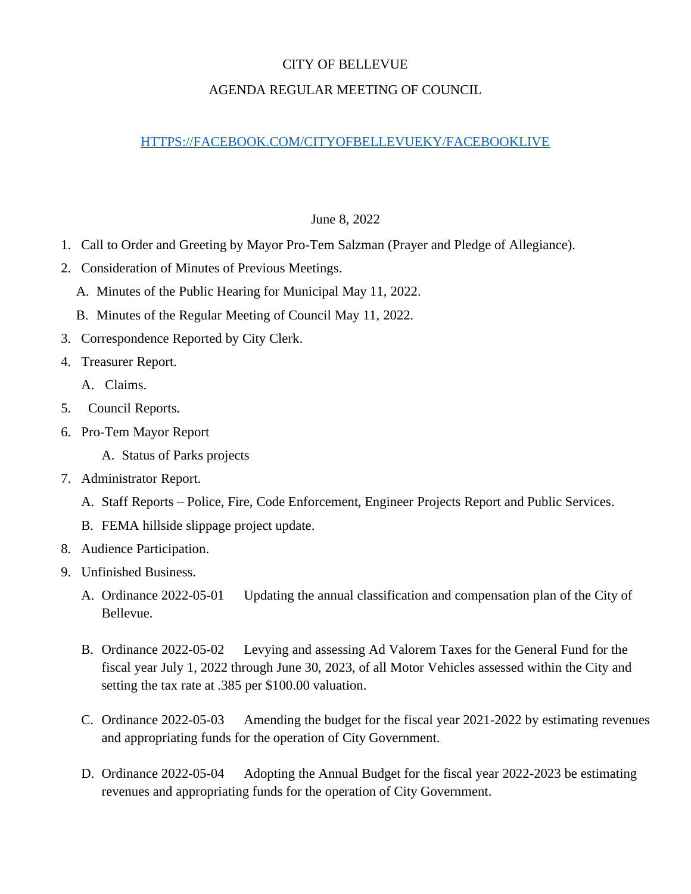# CITY OF BELLEVUE

## AGENDA REGULAR MEETING OF COUNCIL

[HTTPS://FACEBOOK.COM/CITYOFBELLEVUEKY/FACEBOOKLIVE](https://facebook.com/cityofbellevueky/facebooklive)

June 8, 2022

1. Call to Order and Greeting by Mayor Pro-Tem Salzman (Prayer and Pledge of Allegiance).
2. Consideration of Minutes of Previous Meetings.
   A. Minutes of the Public Hearing for Municipal May 11, 2022.
   B. Minutes of the Regular Meeting of Council May 11, 2022.
3. Correspondence Reported by City Clerk.
4. Treasurer Report.
   A. Claims.
5. Council Reports.
6. Pro-Tem Mayor Report
   A. Status of Parks projects
7. Administrator Report.
   A. Staff Reports – Police, Fire, Code Enforcement, Engineer Projects Report and Public Services.
   B. FEMA hillside slippage project update.
8. Audience Participation.
9. Unfinished Business.
   A. Ordinance 2022-05-01 Updating the annual classification and compensation plan of the City of Bellevue.

   B. Ordinance 2022-05-02 Levying and assessing Ad Valorem Taxes for the General Fund for the fiscal year July 1, 2022 through June 30, 2023, of all Motor Vehicles assessed within the City and setting the tax rate at .385 per $100.00 valuation.

   C. Ordinance 2022-05-03 Amending the budget for the fiscal year 2021-2022 by estimating revenues and appropriating funds for the operation of City Government.

   D. Ordinance 2022-05-04 Adopting the Annual Budget for the fiscal year 2022-2023 be estimating revenues and appropriating funds for the operation of City Government.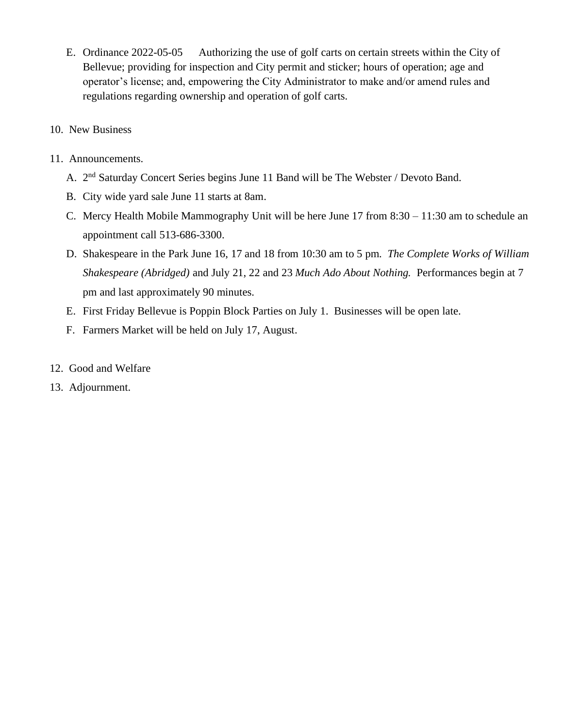E. Ordinance 2022-05-05 Authorizing the use of golf carts on certain streets within the City of Bellevue; providing for inspection and City permit and sticker; hours of operation; age and operator's license; and, empowering the City Administrator to make and/or amend rules and regulations regarding ownership and operation of golf carts.

10. New Business

11. Announcements.
    A. 2nd Saturday Concert Series begins June 11 Band will be The Webster / Devoto Band.
    B. City wide yard sale June 11 starts at 8am.
    C. Mercy Health Mobile Mammography Unit will be here June 17 from 8:30 – 11:30 am to schedule an appointment call 513-686-3300.
    D. Shakespeare in the Park June 16, 17 and 18 from 10:30 am to 5 pm. *The Complete Works of William Shakespeare (Abridged)* and July 21, 22 and 23 *Much Ado About Nothing.* Performances begin at 7 pm and last approximately 90 minutes.
    E. First Friday Bellevue is Poppin Block Parties on July 1. Businesses will be open late.
    F. Farmers Market will be held on July 17, August.

12. Good and Welfare
13. Adjournment.